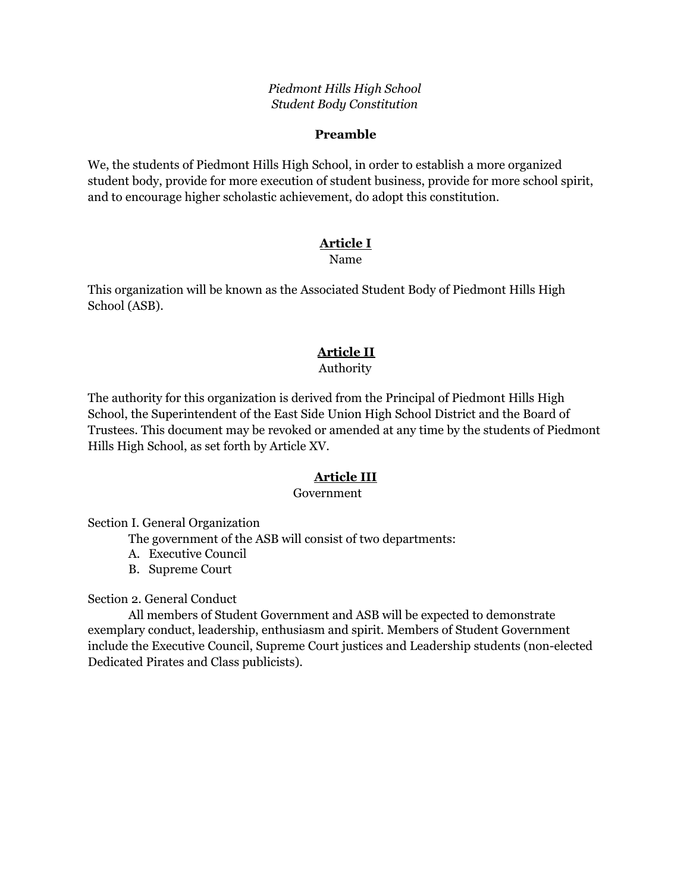*Piedmont Hills High School*
*Student Body Constitution*

## Preamble

We, the students of Piedmont Hills High School, in order to establish a more organized student body, provide for more execution of student business, provide for more school spirit, and to encourage higher scholastic achievement, do adopt this constitution.

## Article I

Name

This organization will be known as the Associated Student Body of Piedmont Hills High School (ASB).

## Article II

Authority

The authority for this organization is derived from the Principal of Piedmont Hills High School, the Superintendent of the East Side Union High School District and the Board of Trustees. This document may be revoked or amended at any time by the students of Piedmont Hills High School, as set forth by Article XV.

## Article III

Government

Section I. General Organization

The government of the ASB will consist of two departments:

A. Executive Council
B. Supreme Court

Section 2. General Conduct

All members of Student Government and ASB will be expected to demonstrate exemplary conduct, leadership, enthusiasm and spirit. Members of Student Government include the Executive Council, Supreme Court justices and Leadership students (non-elected Dedicated Pirates and Class publicists).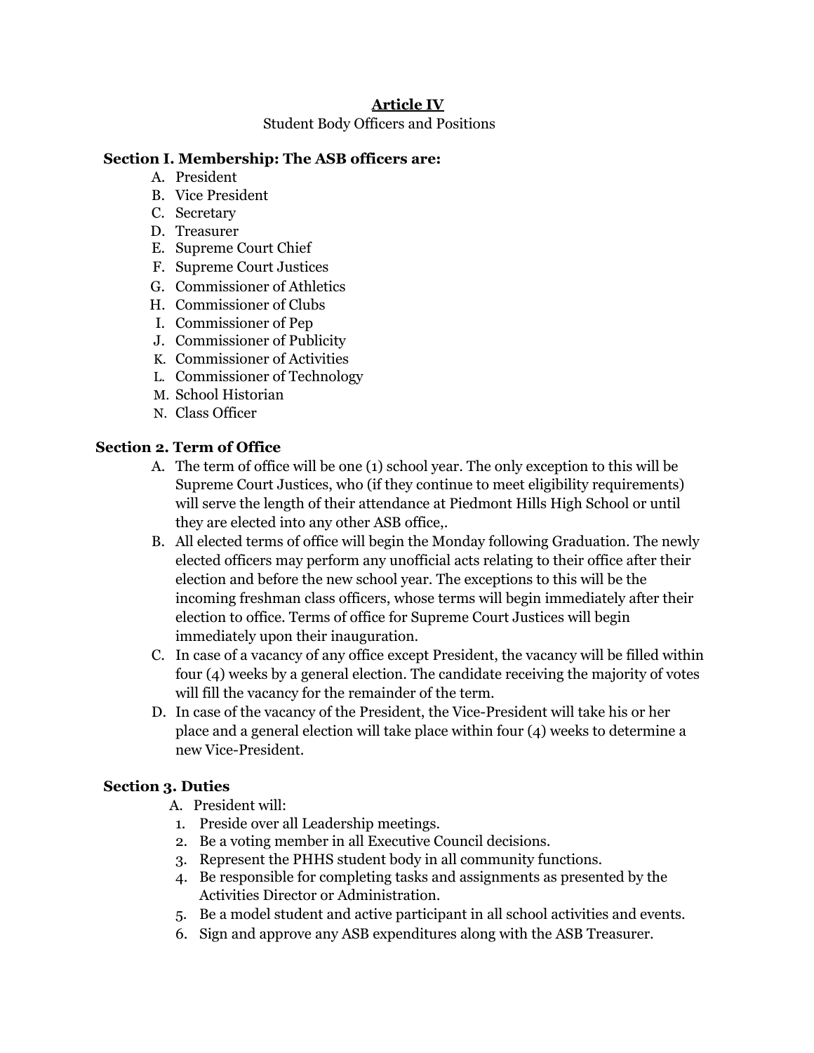**Article IV**

Student Body Officers and Positions

**Section I. Membership: The ASB officers are:**

A. President
B. Vice President
C. Secretary
D. Treasurer
E. Supreme Court Chief
F. Supreme Court Justices
G. Commissioner of Athletics
H. Commissioner of Clubs
I. Commissioner of Pep
J. Commissioner of Publicity
K. Commissioner of Activities
L. Commissioner of Technology
M. School Historian
N. Class Officer

**Section 2. Term of Office**

A. The term of office will be one (1) school year. The only exception to this will be Supreme Court Justices, who (if they continue to meet eligibility requirements) will serve the length of their attendance at Piedmont Hills High School or until they are elected into any other ASB office,.
B. All elected terms of office will begin the Monday following Graduation. The newly elected officers may perform any unofficial acts relating to their office after their election and before the new school year. The exceptions to this will be the incoming freshman class officers, whose terms will begin immediately after their election to office. Terms of office for Supreme Court Justices will begin immediately upon their inauguration.
C. In case of a vacancy of any office except President, the vacancy will be filled within four (4) weeks by a general election. The candidate receiving the majority of votes will fill the vacancy for the remainder of the term.
D. In case of the vacancy of the President, the Vice-President will take his or her place and a general election will take place within four (4) weeks to determine a new Vice-President.

**Section 3. Duties**

A. President will:
1. Preside over all Leadership meetings.
2. Be a voting member in all Executive Council decisions.
3. Represent the PHHS student body in all community functions.
4. Be responsible for completing tasks and assignments as presented by the Activities Director or Administration.
5. Be a model student and active participant in all school activities and events.
6. Sign and approve any ASB expenditures along with the ASB Treasurer.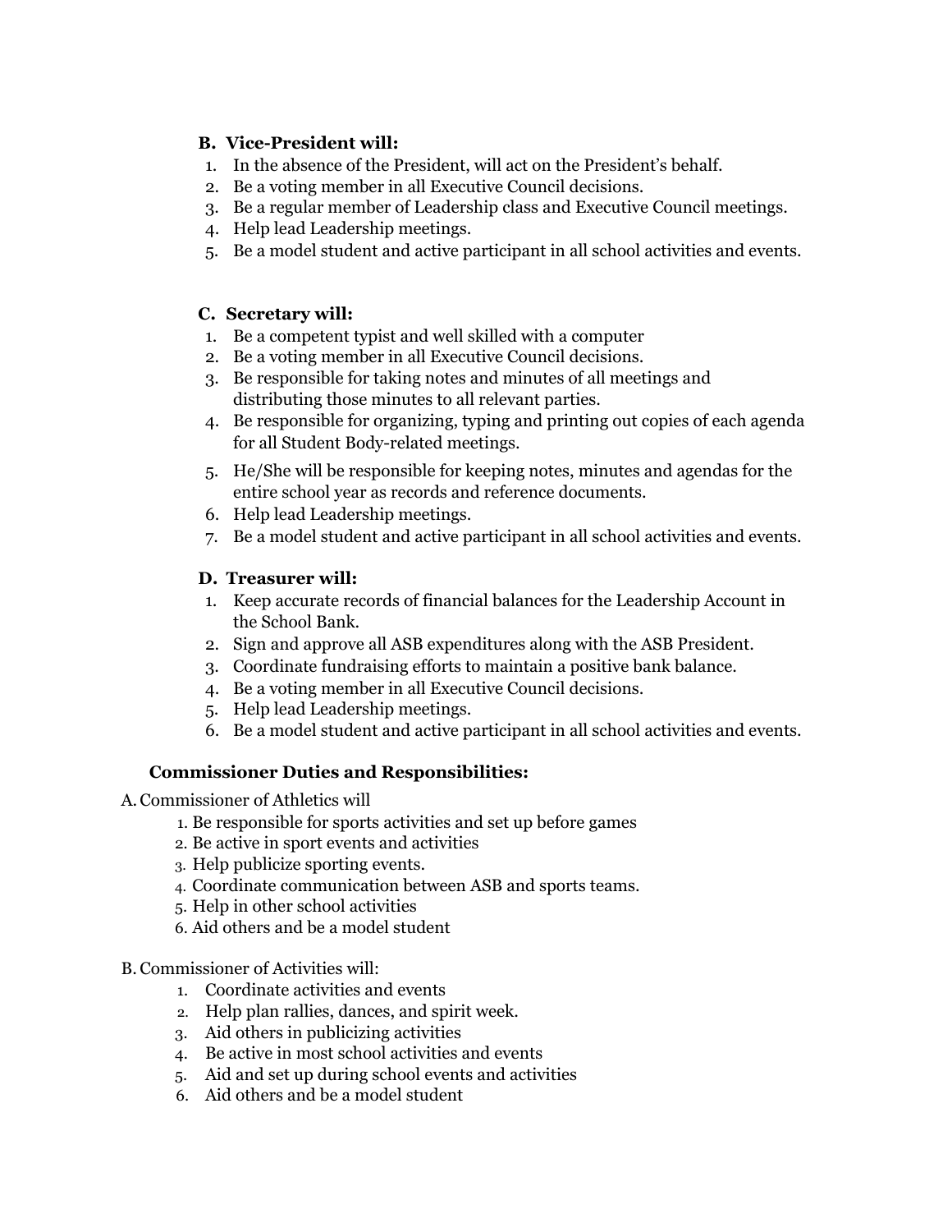**B. Vice-President will:**

1. In the absence of the President, will act on the President's behalf.
2. Be a voting member in all Executive Council decisions.
3. Be a regular member of Leadership class and Executive Council meetings.
4. Help lead Leadership meetings.
5. Be a model student and active participant in all school activities and events.

**C. Secretary will:**

1. Be a competent typist and well skilled with a computer
2. Be a voting member in all Executive Council decisions.
3. Be responsible for taking notes and minutes of all meetings and distributing those minutes to all relevant parties.
4. Be responsible for organizing, typing and printing out copies of each agenda for all Student Body-related meetings.
5. He/She will be responsible for keeping notes, minutes and agendas for the entire school year as records and reference documents.
6. Help lead Leadership meetings.
7. Be a model student and active participant in all school activities and events.

**D. Treasurer will:**

1. Keep accurate records of financial balances for the Leadership Account in the School Bank.
2. Sign and approve all ASB expenditures along with the ASB President.
3. Coordinate fundraising efforts to maintain a positive bank balance.
4. Be a voting member in all Executive Council decisions.
5. Help lead Leadership meetings.
6. Be a model student and active participant in all school activities and events.

**Commissioner Duties and Responsibilities:**

A. Commissioner of Athletics will

1. Be responsible for sports activities and set up before games
2. Be active in sport events and activities
3. Help publicize sporting events.
4. Coordinate communication between ASB and sports teams.
5. Help in other school activities
6. Aid others and be a model student

B. Commissioner of Activities will:

1. Coordinate activities and events
2. Help plan rallies, dances, and spirit week.
3. Aid others in publicizing activities
4. Be active in most school activities and events
5. Aid and set up during school events and activities
6. Aid others and be a model student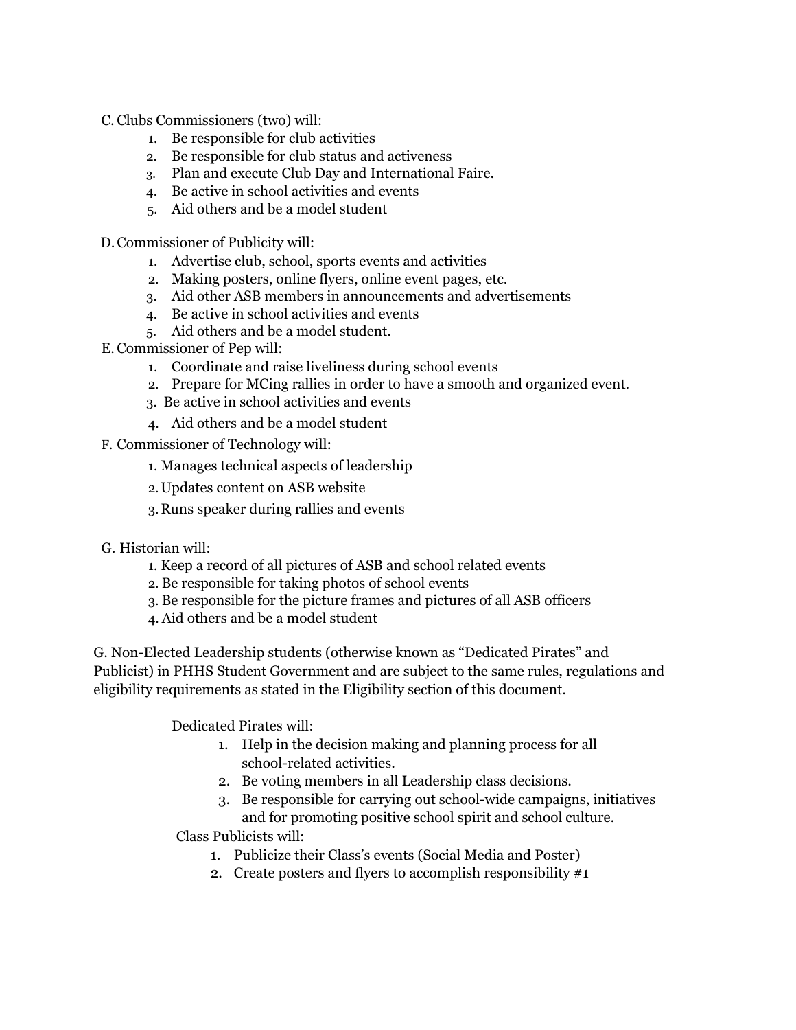C. Clubs Commissioners (two) will:

1. Be responsible for club activities
2. Be responsible for club status and activeness
3. Plan and execute Club Day and International Faire.
4. Be active in school activities and events
5. Aid others and be a model student

D. Commissioner of Publicity will:

1. Advertise club, school, sports events and activities
2. Making posters, online flyers, online event pages, etc.
3. Aid other ASB members in announcements and advertisements
4. Be active in school activities and events
5. Aid others and be a model student.

E. Commissioner of Pep will:

1. Coordinate and raise liveliness during school events
2. Prepare for MCing rallies in order to have a smooth and organized event.
3. Be active in school activities and events
4. Aid others and be a model student

F. Commissioner of Technology will:

1. Manages technical aspects of leadership
2. Updates content on ASB website
3. Runs speaker during rallies and events

G. Historian will:

1. Keep a record of all pictures of ASB and school related events
2. Be responsible for taking photos of school events
3. Be responsible for the picture frames and pictures of all ASB officers
4. Aid others and be a model student

G. Non-Elected Leadership students (otherwise known as "Dedicated Pirates" and Publicist) in PHHS Student Government and are subject to the same rules, regulations and eligibility requirements as stated in the Eligibility section of this document.

Dedicated Pirates will:

1. Help in the decision making and planning process for all school-related activities.
2. Be voting members in all Leadership class decisions.
3. Be responsible for carrying out school-wide campaigns, initiatives and for promoting positive school spirit and school culture.

Class Publicists will:

1. Publicize their Class's events (Social Media and Poster)
2. Create posters and flyers to accomplish responsibility #1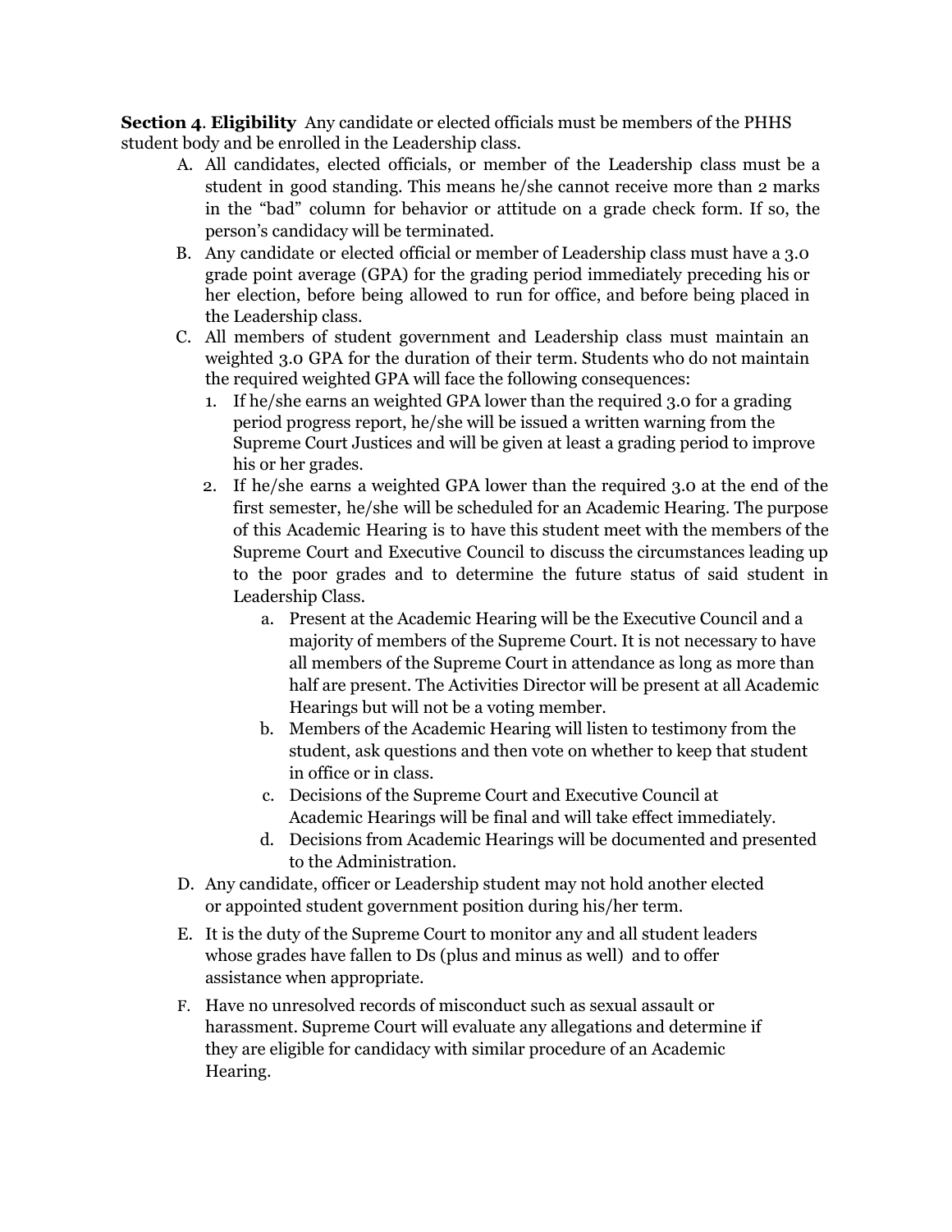**Section 4**. **Eligibility** Any candidate or elected officials must be members of the PHHS student body and be enrolled in the Leadership class.

A. All candidates, elected officials, or member of the Leadership class must be a student in good standing. This means he/she cannot receive more than 2 marks in the "bad" column for behavior or attitude on a grade check form. If so, the person's candidacy will be terminated.
B. Any candidate or elected official or member of Leadership class must have a 3.0 grade point average (GPA) for the grading period immediately preceding his or her election, before being allowed to run for office, and before being placed in the Leadership class.
C. All members of student government and Leadership class must maintain an weighted 3.0 GPA for the duration of their term. Students who do not maintain the required weighted GPA will face the following consequences:
   1. If he/she earns an weighted GPA lower than the required 3.0 for a grading period progress report, he/she will be issued a written warning from the Supreme Court Justices and will be given at least a grading period to improve his or her grades.
   2. If he/she earns a weighted GPA lower than the required 3.0 at the end of the first semester, he/she will be scheduled for an Academic Hearing. The purpose of this Academic Hearing is to have this student meet with the members of the Supreme Court and Executive Council to discuss the circumstances leading up to the poor grades and to determine the future status of said student in Leadership Class.
      a. Present at the Academic Hearing will be the Executive Council and a majority of members of the Supreme Court. It is not necessary to have all members of the Supreme Court in attendance as long as more than half are present. The Activities Director will be present at all Academic Hearings but will not be a voting member.
      b. Members of the Academic Hearing will listen to testimony from the student, ask questions and then vote on whether to keep that student in office or in class.
      c. Decisions of the Supreme Court and Executive Council at Academic Hearings will be final and will take effect immediately.
      d. Decisions from Academic Hearings will be documented and presented to the Administration.
D. Any candidate, officer or Leadership student may not hold another elected or appointed student government position during his/her term.
E. It is the duty of the Supreme Court to monitor any and all student leaders whose grades have fallen to Ds (plus and minus as well) and to offer assistance when appropriate.
F. Have no unresolved records of misconduct such as sexual assault or harassment. Supreme Court will evaluate any allegations and determine if they are eligible for candidacy with similar procedure of an Academic Hearing.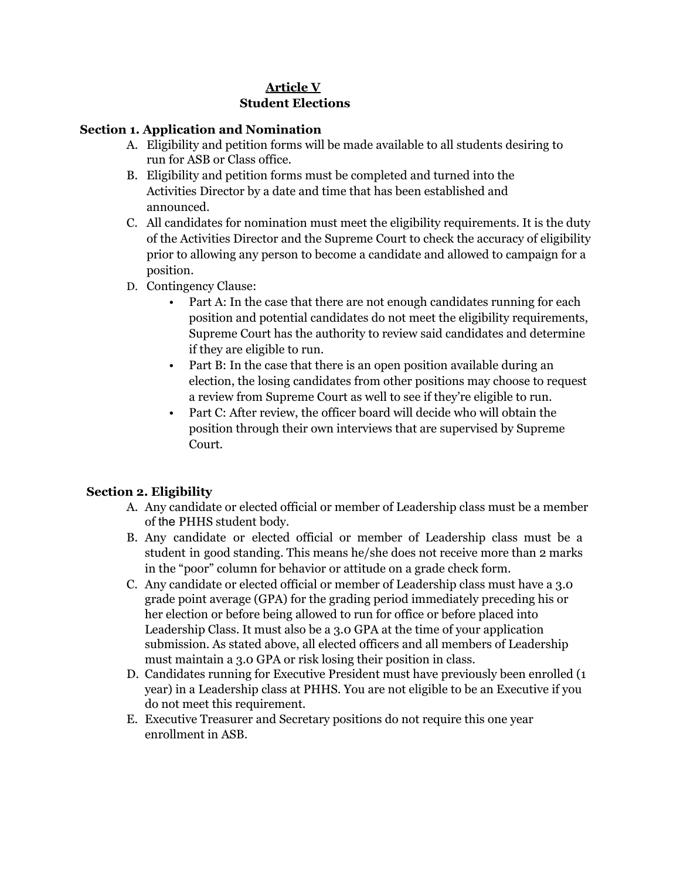# Article V
## Student Elections

### Section 1. Application and Nomination

A. Eligibility and petition forms will be made available to all students desiring to run for ASB or Class office.

B. Eligibility and petition forms must be completed and turned into the Activities Director by a date and time that has been established and announced.

C. All candidates for nomination must meet the eligibility requirements. It is the duty of the Activities Director and the Supreme Court to check the accuracy of eligibility prior to allowing any person to become a candidate and allowed to campaign for a position.

D. Contingency Clause:
   - Part A: In the case that there are not enough candidates running for each position and potential candidates do not meet the eligibility requirements, Supreme Court has the authority to review said candidates and determine if they are eligible to run.
   - Part B: In the case that there is an open position available during an election, the losing candidates from other positions may choose to request a review from Supreme Court as well to see if they're eligible to run.
   - Part C: After review, the officer board will decide who will obtain the position through their own interviews that are supervised by Supreme Court.

### Section 2. Eligibility

A. Any candidate or elected official or member of Leadership class must be a member of the PHHS student body.

B. Any candidate or elected official or member of Leadership class must be a student in good standing. This means he/she does not receive more than 2 marks in the "poor" column for behavior or attitude on a grade check form.

C. Any candidate or elected official or member of Leadership class must have a 3.0 grade point average (GPA) for the grading period immediately preceding his or her election or before being allowed to run for office or before placed into Leadership Class. It must also be a 3.0 GPA at the time of your application submission. As stated above, all elected officers and all members of Leadership must maintain a 3.0 GPA or risk losing their position in class.

D. Candidates running for Executive President must have previously been enrolled (1 year) in a Leadership class at PHHS. You are not eligible to be an Executive if you do not meet this requirement.

E. Executive Treasurer and Secretary positions do not require this one year enrollment in ASB.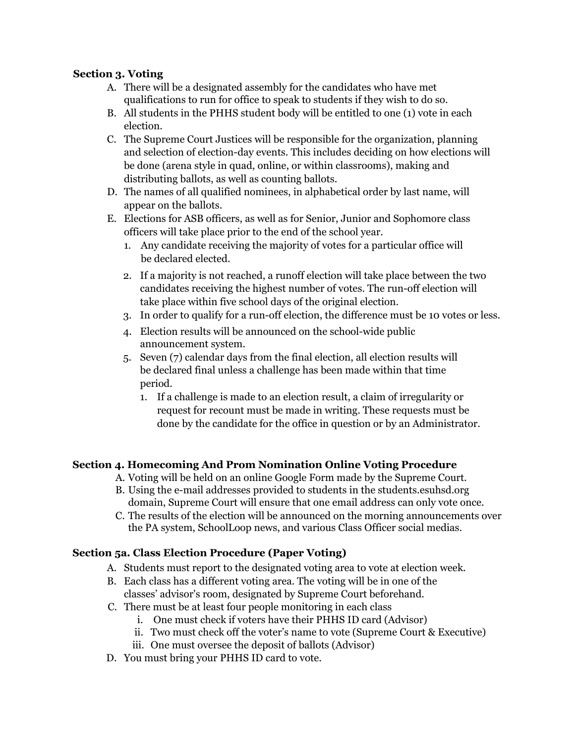**Section 3. Voting**

A. There will be a designated assembly for the candidates who have met qualifications to run for office to speak to students if they wish to do so.
B. All students in the PHHS student body will be entitled to one (1) vote in each election.
C. The Supreme Court Justices will be responsible for the organization, planning and selection of election-day events. This includes deciding on how elections will be done (arena style in quad, online, or within classrooms), making and distributing ballots, as well as counting ballots.
D. The names of all qualified nominees, in alphabetical order by last name, will appear on the ballots.
E. Elections for ASB officers, as well as for Senior, Junior and Sophomore class officers will take place prior to the end of the school year.
   1. Any candidate receiving the majority of votes for a particular office will be declared elected.
   2. If a majority is not reached, a runoff election will take place between the two candidates receiving the highest number of votes. The run-off election will take place within five school days of the original election.
   3. In order to qualify for a run-off election, the difference must be 10 votes or less.
   4. Election results will be announced on the school-wide public announcement system.
   5. Seven (7) calendar days from the final election, all election results will be declared final unless a challenge has been made within that time period.
      1. If a challenge is made to an election result, a claim of irregularity or request for recount must be made in writing. These requests must be done by the candidate for the office in question or by an Administrator.

**Section 4. Homecoming And Prom Nomination Online Voting Procedure**

A. Voting will be held on an online Google Form made by the Supreme Court.
B. Using the e-mail addresses provided to students in the students.esuhsd.org domain, Supreme Court will ensure that one email address can only vote once.
C. The results of the election will be announced on the morning announcements over the PA system, SchoolLoop news, and various Class Officer social medias.

**Section 5a. Class Election Procedure (Paper Voting)**

A. Students must report to the designated voting area to vote at election week.
B. Each class has a different voting area. The voting will be in one of the classes' advisor's room, designated by Supreme Court beforehand.
C. There must be at least four people monitoring in each class
   i. One must check if voters have their PHHS ID card (Advisor)
   ii. Two must check off the voter's name to vote (Supreme Court & Executive)
   iii. One must oversee the deposit of ballots (Advisor)
D. You must bring your PHHS ID card to vote.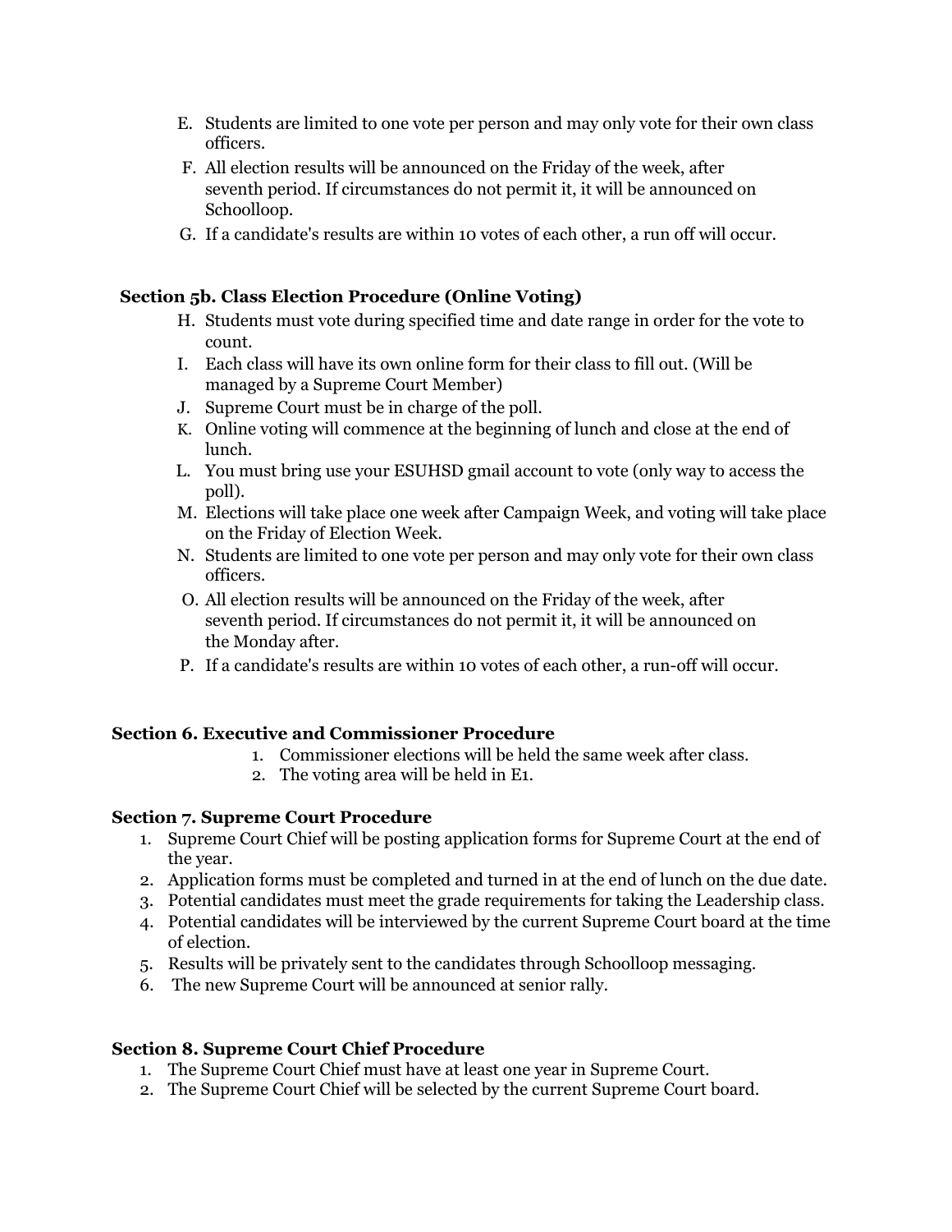E. Students are limited to one vote per person and may only vote for their own class officers.
F. All election results will be announced on the Friday of the week, after seventh period. If circumstances do not permit it, it will be announced on Schoolloop.
G. If a candidate's results are within 10 votes of each other, a run off will occur.

### Section 5b. Class Election Procedure (Online Voting)

H. Students must vote during specified time and date range in order for the vote to count.
I. Each class will have its own online form for their class to fill out. (Will be managed by a Supreme Court Member)
J. Supreme Court must be in charge of the poll.
K. Online voting will commence at the beginning of lunch and close at the end of lunch.
L. You must bring use your ESUHSD gmail account to vote (only way to access the poll).
M. Elections will take place one week after Campaign Week, and voting will take place on the Friday of Election Week.
N. Students are limited to one vote per person and may only vote for their own class officers.
O. All election results will be announced on the Friday of the week, after seventh period. If circumstances do not permit it, it will be announced on the Monday after.
P. If a candidate's results are within 10 votes of each other, a run-off will occur.

### Section 6. Executive and Commissioner Procedure

1. Commissioner elections will be held the same week after class.
2. The voting area will be held in E1.

### Section 7. Supreme Court Procedure

1. Supreme Court Chief will be posting application forms for Supreme Court at the end of the year.
2. Application forms must be completed and turned in at the end of lunch on the due date.
3. Potential candidates must meet the grade requirements for taking the Leadership class.
4. Potential candidates will be interviewed by the current Supreme Court board at the time of election.
5. Results will be privately sent to the candidates through Schoolloop messaging.
6. The new Supreme Court will be announced at senior rally.

### Section 8. Supreme Court Chief Procedure

1. The Supreme Court Chief must have at least one year in Supreme Court.
2. The Supreme Court Chief will be selected by the current Supreme Court board.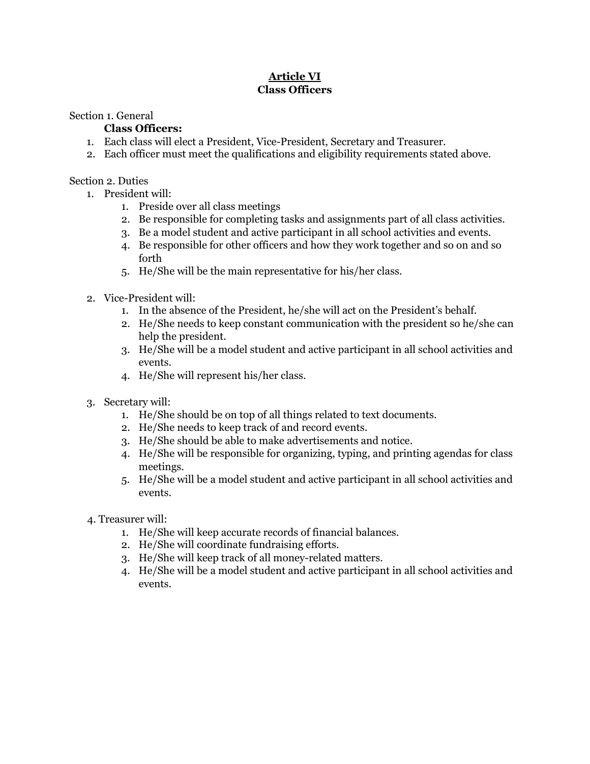# Article VI
## Class Officers

Section 1. General

**Class Officers:**

1. Each class will elect a President, Vice-President, Secretary and Treasurer.
2. Each officer must meet the qualifications and eligibility requirements stated above.

Section 2. Duties

1. President will:
    1. Preside over all class meetings
    2. Be responsible for completing tasks and assignments part of all class activities.
    3. Be a model student and active participant in all school activities and events.
    4. Be responsible for other officers and how they work together and so on and so forth
    5. He/She will be the main representative for his/her class.

2. Vice-President will:
    1. In the absence of the President, he/she will act on the President's behalf.
    2. He/She needs to keep constant communication with the president so he/she can help the president.
    3. He/She will be a model student and active participant in all school activities and events.
    4. He/She will represent his/her class.

3. Secretary will:
    1. He/She should be on top of all things related to text documents.
    2. He/She needs to keep track of and record events.
    3. He/She should be able to make advertisements and notice.
    4. He/She will be responsible for organizing, typing, and printing agendas for class meetings.
    5. He/She will be a model student and active participant in all school activities and events.

4. Treasurer will:
    1. He/She will keep accurate records of financial balances.
    2. He/She will coordinate fundraising efforts.
    3. He/She will keep track of all money-related matters.
    4. He/She will be a model student and active participant in all school activities and events.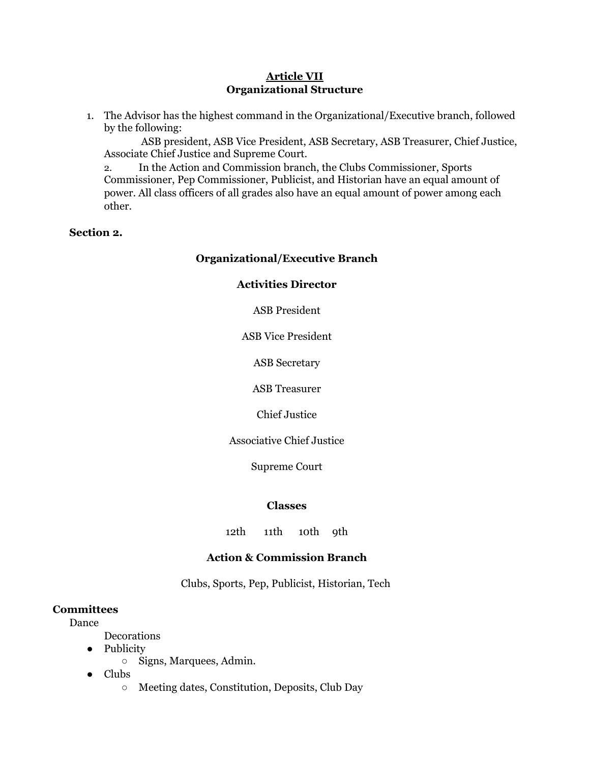## Article VII
## Organizational Structure

1. The Advisor has the highest command in the Organizational/Executive branch, followed by the following:
   ASB president, ASB Vice President, ASB Secretary, ASB Treasurer, Chief Justice, Associate Chief Justice and Supreme Court.
   2. In the Action and Commission branch, the Clubs Commissioner, Sports Commissioner, Pep Commissioner, Publicist, and Historian have an equal amount of power. All class officers of all grades also have an equal amount of power among each other.

**Section 2.**

**Organizational/Executive Branch**

**Activities Director**

ASB President

ASB Vice President

ASB Secretary

ASB Treasurer

Chief Justice

Associative Chief Justice

Supreme Court

**Classes**

12th 11th 10th 9th

**Action & Commission Branch**

Clubs, Sports, Pep, Publicist, Historian, Tech

**Committees**

Dance

Decorations

- Publicity
  - Signs, Marquees, Admin.
- Clubs
  - Meeting dates, Constitution, Deposits, Club Day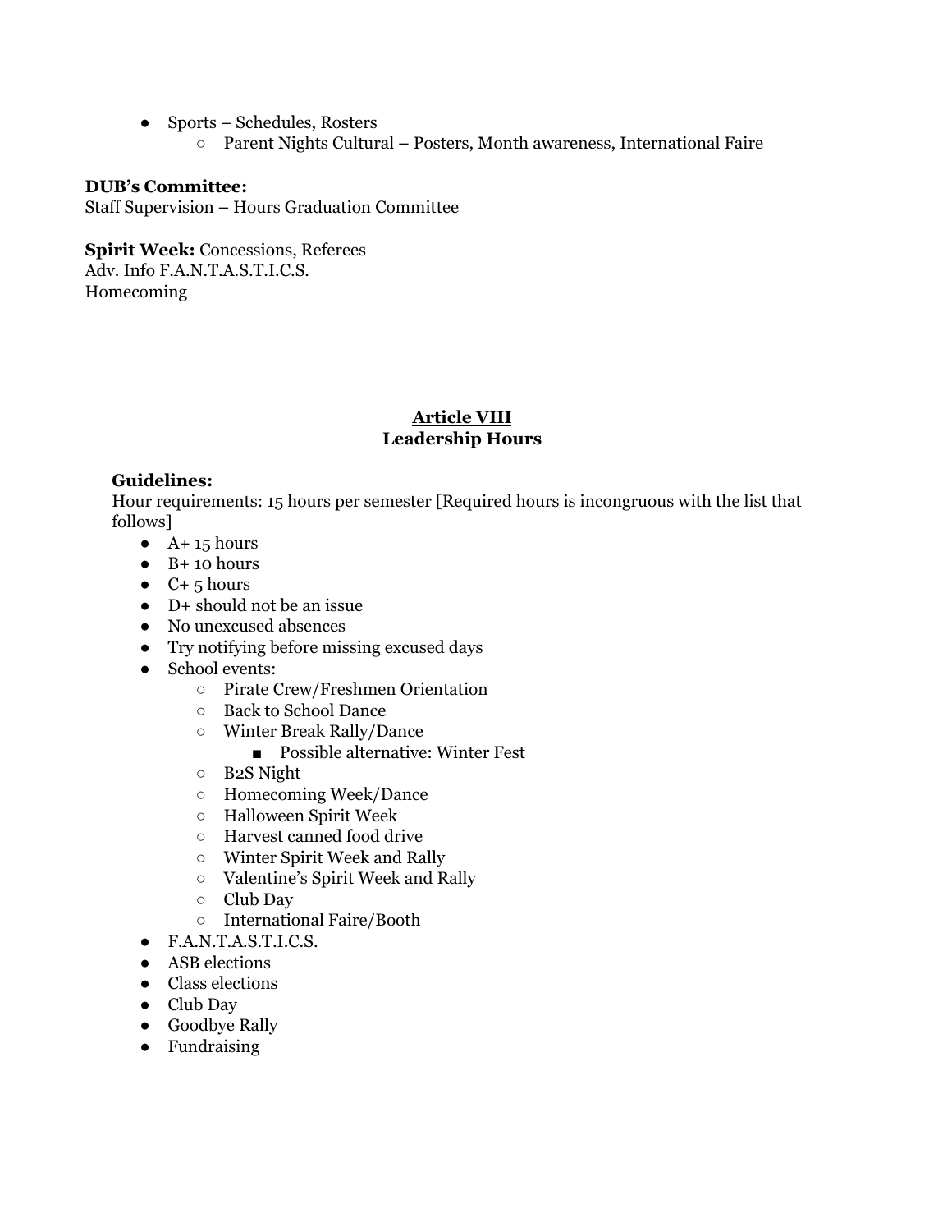- Sports – Schedules, Rosters
    - Parent Nights Cultural – Posters, Month awareness, International Faire

**DUB's Committee:**
Staff Supervision – Hours Graduation Committee

**Spirit Week:** Concessions, Referees
Adv. Info F.A.N.T.A.S.T.I.C.S.
Homecoming

## Article VIII
## Leadership Hours

**Guidelines:**
Hour requirements: 15 hours per semester [Required hours is incongruous with the list that follows]

- A+ 15 hours
- B+ 10 hours
- C+ 5 hours
- D+ should not be an issue
- No unexcused absences
- Try notifying before missing excused days
- School events:
    - Pirate Crew/Freshmen Orientation
    - Back to School Dance
    - Winter Break Rally/Dance
        - Possible alternative: Winter Fest
    - B2S Night
    - Homecoming Week/Dance
    - Halloween Spirit Week
    - Harvest canned food drive
    - Winter Spirit Week and Rally
    - Valentine's Spirit Week and Rally
    - Club Day
    - International Faire/Booth
- F.A.N.T.A.S.T.I.C.S.
- ASB elections
- Class elections
- Club Day
- Goodbye Rally
- Fundraising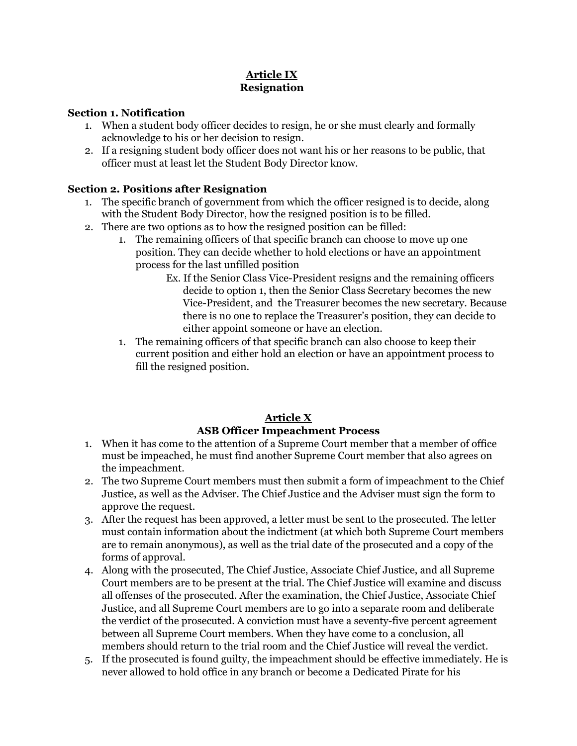## Article IX
## Resignation

**Section 1. Notification**

1. When a student body officer decides to resign, he or she must clearly and formally acknowledge to his or her decision to resign.
2. If a resigning student body officer does not want his or her reasons to be public, that officer must at least let the Student Body Director know.

**Section 2. Positions after Resignation**

1. The specific branch of government from which the officer resigned is to decide, along with the Student Body Director, how the resigned position is to be filled.
2. There are two options as to how the resigned position can be filled:
    1. The remaining officers of that specific branch can choose to move up one position. They can decide whether to hold elections or have an appointment process for the last unfilled position

        Ex. If the Senior Class Vice-President resigns and the remaining officers decide to option 1, then the Senior Class Secretary becomes the new Vice-President, and the Treasurer becomes the new secretary. Because there is no one to replace the Treasurer's position, they can decide to either appoint someone or have an election.

    1. The remaining officers of that specific branch can also choose to keep their current position and either hold an election or have an appointment process to fill the resigned position.

## Article X
## ASB Officer Impeachment Process

1. When it has come to the attention of a Supreme Court member that a member of office must be impeached, he must find another Supreme Court member that also agrees on the impeachment.
2. The two Supreme Court members must then submit a form of impeachment to the Chief Justice, as well as the Adviser. The Chief Justice and the Adviser must sign the form to approve the request.
3. After the request has been approved, a letter must be sent to the prosecuted. The letter must contain information about the indictment (at which both Supreme Court members are to remain anonymous), as well as the trial date of the prosecuted and a copy of the forms of approval.
4. Along with the prosecuted, The Chief Justice, Associate Chief Justice, and all Supreme Court members are to be present at the trial. The Chief Justice will examine and discuss all offenses of the prosecuted. After the examination, the Chief Justice, Associate Chief Justice, and all Supreme Court members are to go into a separate room and deliberate the verdict of the prosecuted. A conviction must have a seventy-five percent agreement between all Supreme Court members. When they have come to a conclusion, all members should return to the trial room and the Chief Justice will reveal the verdict.
5. If the prosecuted is found guilty, the impeachment should be effective immediately. He is never allowed to hold office in any branch or become a Dedicated Pirate for his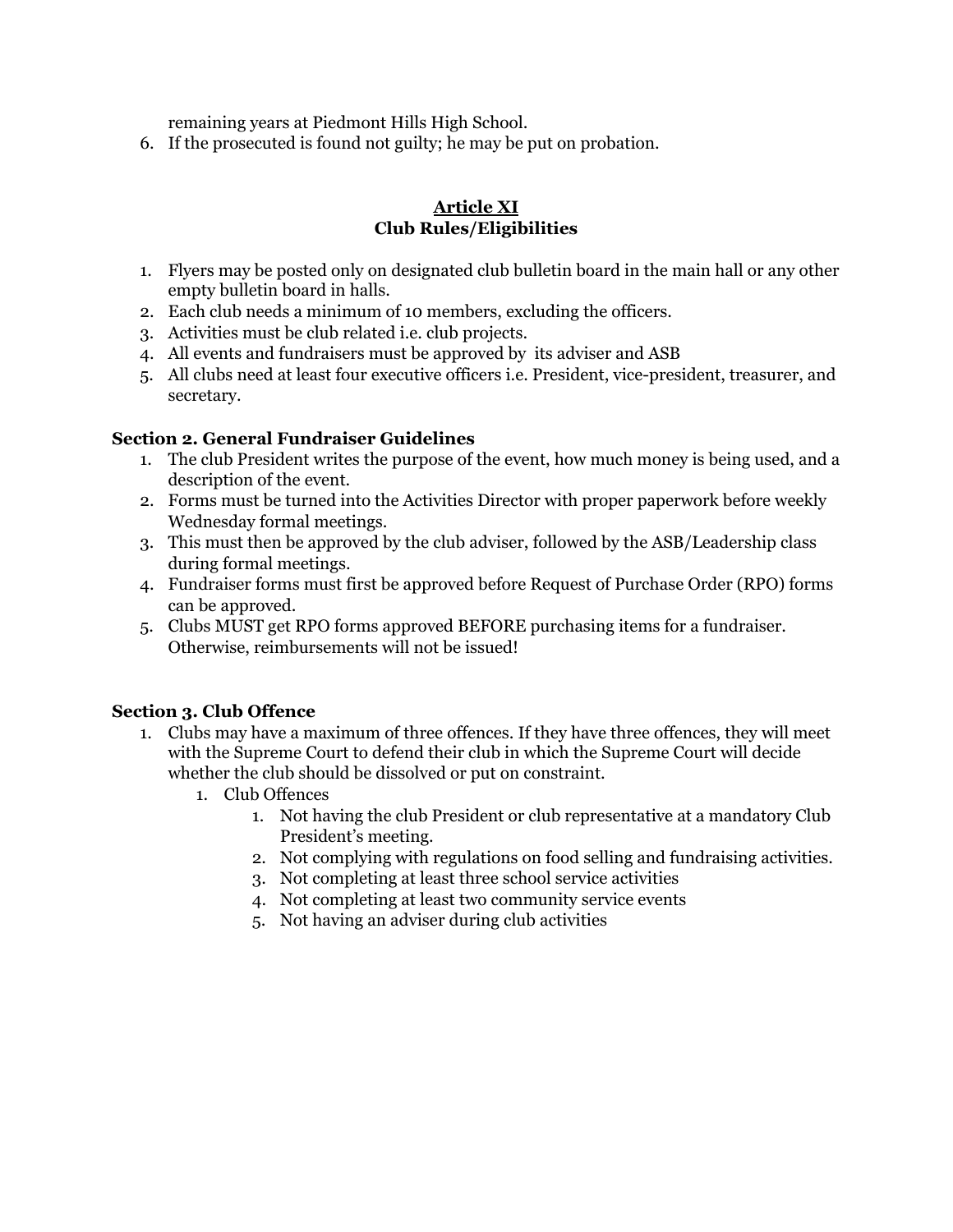remaining years at Piedmont Hills High School.

6. If the prosecuted is found not guilty; he may be put on probation.

## Article XI
## Club Rules/Eligibilities

1. Flyers may be posted only on designated club bulletin board in the main hall or any other empty bulletin board in halls.
2. Each club needs a minimum of 10 members, excluding the officers.
3. Activities must be club related i.e. club projects.
4. All events and fundraisers must be approved by its adviser and ASB
5. All clubs need at least four executive officers i.e. President, vice-president, treasurer, and secretary.

### Section 2. General Fundraiser Guidelines

1. The club President writes the purpose of the event, how much money is being used, and a description of the event.
2. Forms must be turned into the Activities Director with proper paperwork before weekly Wednesday formal meetings.
3. This must then be approved by the club adviser, followed by the ASB/Leadership class during formal meetings.
4. Fundraiser forms must first be approved before Request of Purchase Order (RPO) forms can be approved.
5. Clubs MUST get RPO forms approved BEFORE purchasing items for a fundraiser. Otherwise, reimbursements will not be issued!

### Section 3. Club Offence

1. Clubs may have a maximum of three offences. If they have three offences, they will meet with the Supreme Court to defend their club in which the Supreme Court will decide whether the club should be dissolved or put on constraint.
    1. Club Offences
        1. Not having the club President or club representative at a mandatory Club President's meeting.
        2. Not complying with regulations on food selling and fundraising activities.
        3. Not completing at least three school service activities
        4. Not completing at least two community service events
        5. Not having an adviser during club activities